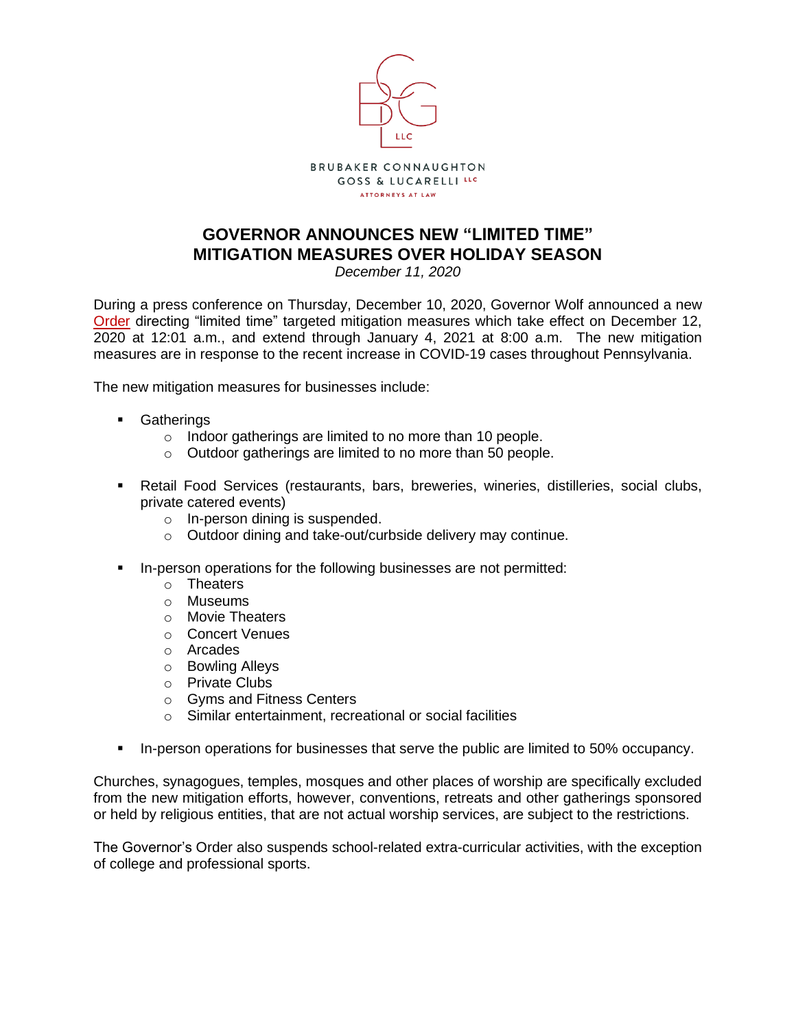BRUBAKER CONNAUGHTON GOSS & LUCARELLI LLC

ATTORNEYS AT LAW

# GOVERNOR ANNOUNCES NEW "LIMITED TIME" MITIGATION MEASURES OVER HOLIDAY SEASON

*December 11, 2020*

During a press conference on Thursday, December 10, 2020, Governor Wolf announced a new Order directing "limited time" targeted mitigation measures which take effect on December 12, 2020 at 12:01 a.m., and extend through January 4, 2021 at 8:00 a.m. The new mitigation measures are in response to the recent increase in COVID-19 cases throughout Pennsylvania.

The new mitigation measures for businesses include:

- Gatherings
  - Indoor gatherings are limited to no more than 10 people.
  - Outdoor gatherings are limited to no more than 50 people.

- Retail Food Services (restaurants, bars, breweries, wineries, distilleries, social clubs, private catered events)
  - In-person dining is suspended.
  - Outdoor dining and take-out/curbside delivery may continue.

- In-person operations for the following businesses are not permitted:
  - Theaters
  - Museums
  - Movie Theaters
  - Concert Venues
  - Arcades
  - Bowling Alleys
  - Private Clubs
  - Gyms and Fitness Centers
  - Similar entertainment, recreational or social facilities

- In-person operations for businesses that serve the public are limited to 50% occupancy.

Churches, synagogues, temples, mosques and other places of worship are specifically excluded from the new mitigation efforts, however, conventions, retreats and other gatherings sponsored or held by religious entities, that are not actual worship services, are subject to the restrictions.

The Governor's Order also suspends school-related extra-curricular activities, with the exception of college and professional sports.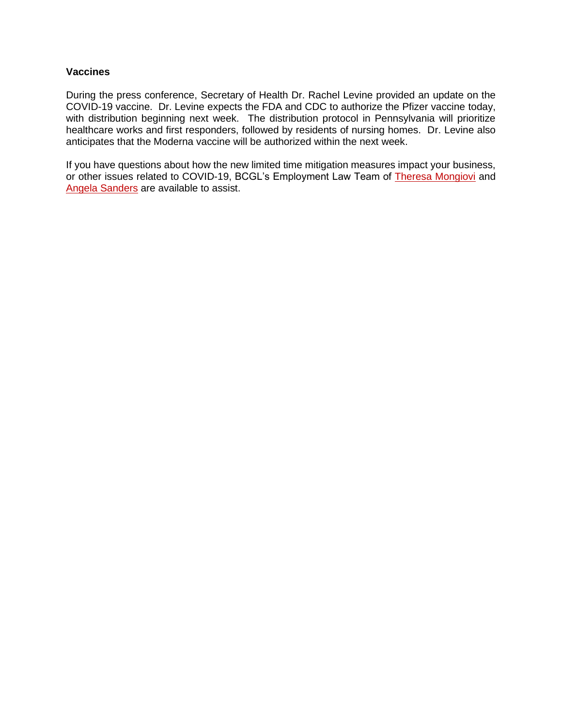**Vaccines**

During the press conference, Secretary of Health Dr. Rachel Levine provided an update on the COVID-19 vaccine. Dr. Levine expects the FDA and CDC to authorize the Pfizer vaccine today, with distribution beginning next week. The distribution protocol in Pennsylvania will prioritize healthcare works and first responders, followed by residents of nursing homes. Dr. Levine also anticipates that the Moderna vaccine will be authorized within the next week.

If you have questions about how the new limited time mitigation measures impact your business, or other issues related to COVID-19, BCGL's Employment Law Team of Theresa Mongiovi and Angela Sanders are available to assist.